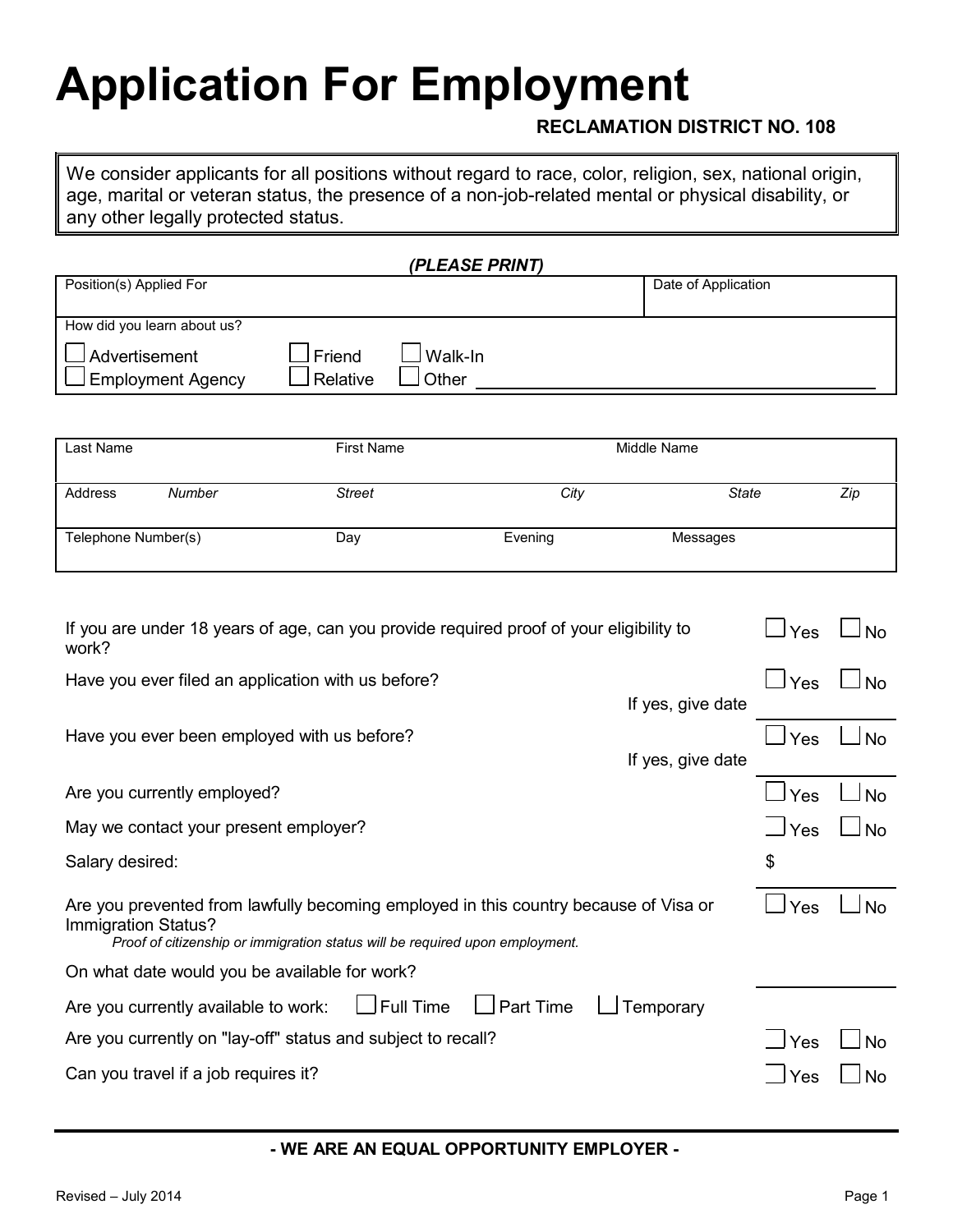# Application For Employment

**RECLAMATION DISTRICT NO. 108**

> We consider applicants for all positions without regard to race, color, religion, sex, national origin, age, marital or veteran status, the presence of a non-job-related mental or physical disability, or any other legally protected status.

***(PLEASE PRINT)***

| Position(s) Applied For | Date of Application |
|---|---|
| | |

How did you learn about us?

☐ Advertisement ☐ Friend ☐ Walk-In
☐ Employment Agency ☐ Relative ☐ Other ____________________

| Last Name | First Name | Middle Name | | |
|---|---|---|---|---|
| Address *Number* | *Street* | *City* | *State* | *Zip* |
| Telephone Number(s) | Day | Evening | Messages | |

| | | |
|---|---|---|
| If you are under 18 years of age, can you provide required proof of your eligibility to work? | ☐ Yes | ☐ No |
| Have you ever filed an application with us before? | ☐ Yes | ☐ No |
| If yes, give date | | |
| Have you ever been employed with us before? | ☐ Yes | ☐ No |
| If yes, give date | | |
| Are you currently employed? | ☐ Yes | ☐ No |
| May we contact your present employer? | ☐ Yes | ☐ No |
| Salary desired: | $ | |
| Are you prevented from lawfully becoming employed in this country because of Visa or Immigration Status? *Proof of citizenship or immigration status will be required upon employment.* | ☐ Yes | ☐ No |
| On what date would you be available for work? | | |
| Are you currently available to work: ☐ Full Time ☐ Part Time ☐ Temporary | | |
| Are you currently on "lay-off" status and subject to recall? | ☐ Yes | ☐ No |
| Can you travel if a job requires it? | ☐ Yes | ☐ No |

**- WE ARE AN EQUAL OPPORTUNITY EMPLOYER -**

Revised – July 2014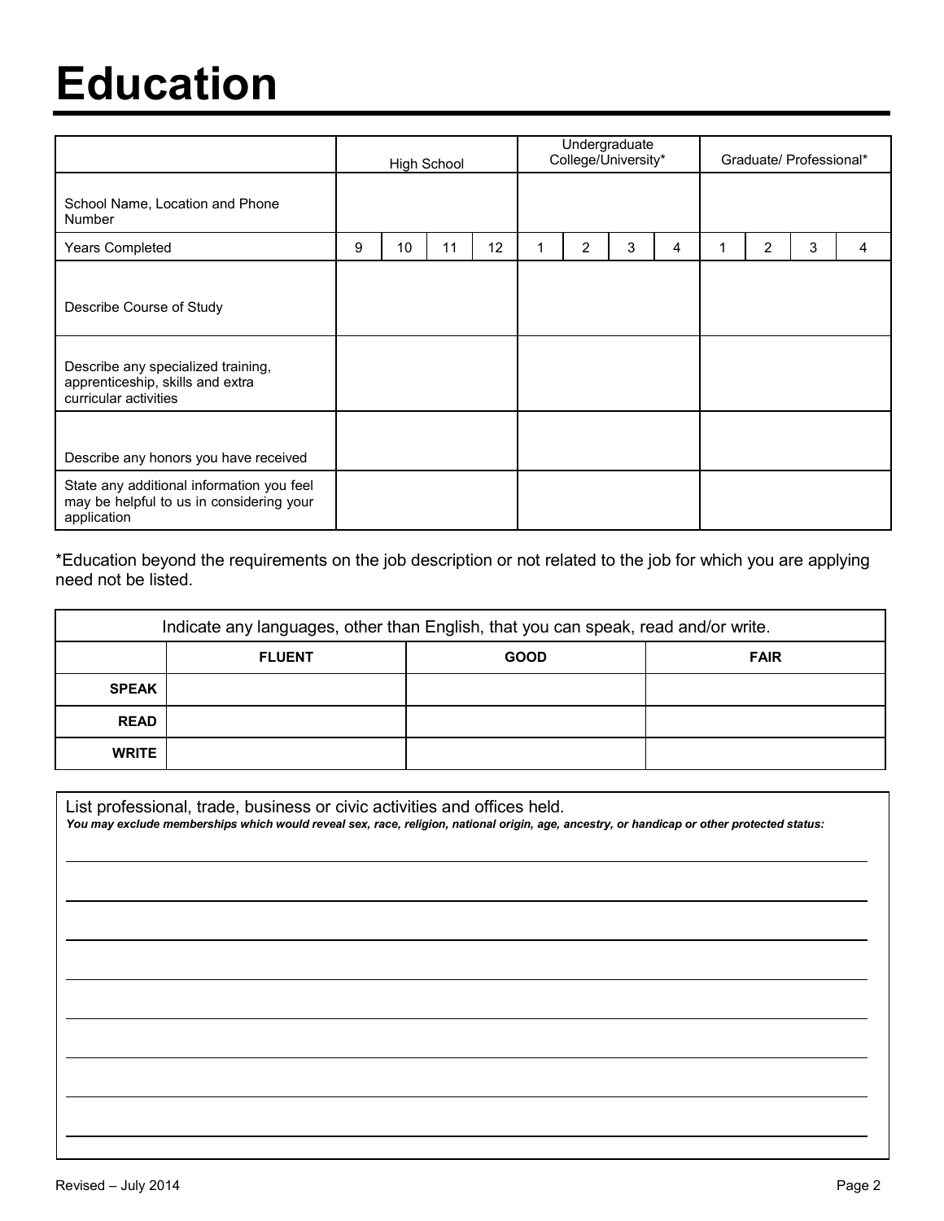# Education

| | High School | | | | Undergraduate College/University* | | | | Graduate/ Professional* | | | |
|---|---|---|---|---|---|---|---|---|---|---|---|---|
| School Name, Location and Phone Number | | | | | | | | | | | | |
| Years Completed | 9 | 10 | 11 | 12 | 1 | 2 | 3 | 4 | 1 | 2 | 3 | 4 |
| Describe Course of Study | | | | | | | | | | | | |
| Describe any specialized training, apprenticeship, skills and extra curricular activities | | | | | | | | | | | | |
| Describe any honors you have received | | | | | | | | | | | | |
| State any additional information you feel may be helpful to us in considering your application | | | | | | | | | | | | |

*Education beyond the requirements on the job description or not related to the job for which you are applying need not be listed.

| Indicate any languages, other than English, that you can speak, read and/or write. | | | |
|---|---|---|---|
| | **FLUENT** | **GOOD** | **FAIR** |
| **SPEAK** | | | |
| **READ** | | | |
| **WRITE** | | | |

List professional, trade, business or civic activities and offices held.

***You may exclude memberships which would reveal sex, race, religion, national origin, age, ancestry, or handicap or other protected status:***

\_\_\_\_\_\_\_\_\_\_\_\_\_\_\_\_\_\_\_\_\_\_\_\_\_\_\_\_\_\_\_\_\_\_\_\_\_\_\_\_\_\_\_\_\_\_\_\_\_\_\_\_\_\_\_\_\_\_\_\_\_\_\_\_\_\_\_\_\_\_\_\_\_\_\_\_\_\_

\_\_\_\_\_\_\_\_\_\_\_\_\_\_\_\_\_\_\_\_\_\_\_\_\_\_\_\_\_\_\_\_\_\_\_\_\_\_\_\_\_\_\_\_\_\_\_\_\_\_\_\_\_\_\_\_\_\_\_\_\_\_\_\_\_\_\_\_\_\_\_\_\_\_\_\_\_\_

\_\_\_\_\_\_\_\_\_\_\_\_\_\_\_\_\_\_\_\_\_\_\_\_\_\_\_\_\_\_\_\_\_\_\_\_\_\_\_\_\_\_\_\_\_\_\_\_\_\_\_\_\_\_\_\_\_\_\_\_\_\_\_\_\_\_\_\_\_\_\_\_\_\_\_\_\_\_

\_\_\_\_\_\_\_\_\_\_\_\_\_\_\_\_\_\_\_\_\_\_\_\_\_\_\_\_\_\_\_\_\_\_\_\_\_\_\_\_\_\_\_\_\_\_\_\_\_\_\_\_\_\_\_\_\_\_\_\_\_\_\_\_\_\_\_\_\_\_\_\_\_\_\_\_\_\_

\_\_\_\_\_\_\_\_\_\_\_\_\_\_\_\_\_\_\_\_\_\_\_\_\_\_\_\_\_\_\_\_\_\_\_\_\_\_\_\_\_\_\_\_\_\_\_\_\_\_\_\_\_\_\_\_\_\_\_\_\_\_\_\_\_\_\_\_\_\_\_\_\_\_\_\_\_\_

\_\_\_\_\_\_\_\_\_\_\_\_\_\_\_\_\_\_\_\_\_\_\_\_\_\_\_\_\_\_\_\_\_\_\_\_\_\_\_\_\_\_\_\_\_\_\_\_\_\_\_\_\_\_\_\_\_\_\_\_\_\_\_\_\_\_\_\_\_\_\_\_\_\_\_\_\_\_

\_\_\_\_\_\_\_\_\_\_\_\_\_\_\_\_\_\_\_\_\_\_\_\_\_\_\_\_\_\_\_\_\_\_\_\_\_\_\_\_\_\_\_\_\_\_\_\_\_\_\_\_\_\_\_\_\_\_\_\_\_\_\_\_\_\_\_\_\_\_\_\_\_\_\_\_\_\_

\_\_\_\_\_\_\_\_\_\_\_\_\_\_\_\_\_\_\_\_\_\_\_\_\_\_\_\_\_\_\_\_\_\_\_\_\_\_\_\_\_\_\_\_\_\_\_\_\_\_\_\_\_\_\_\_\_\_\_\_\_\_\_\_\_\_\_\_\_\_\_\_\_\_\_\_\_\_

Revised – July 2014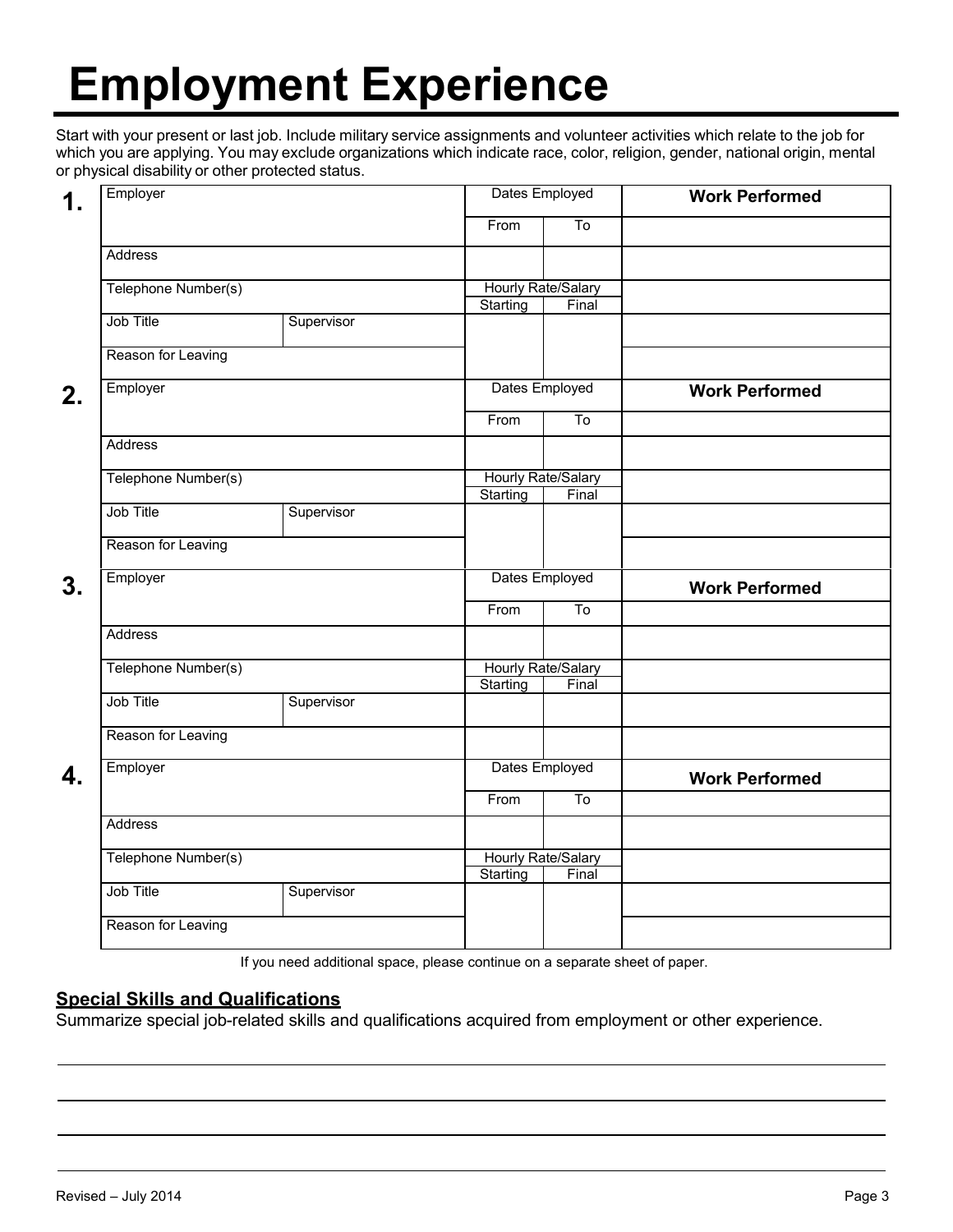# Employment Experience

Start with your present or last job. Include military service assignments and volunteer activities which relate to the job for which you are applying. You may exclude organizations which indicate race, color, religion, gender, national origin, mental or physical disability or other protected status.

**1.**

| Employer | | Dates Employed | | **Work Performed** |
|---|---|---|---|---|
| | | From | To | |
| Address | | | | |
| Telephone Number(s) | | Hourly Rate/Salary | | |
| | | Starting | Final | |
| Job Title | Supervisor | | | |
| Reason for Leaving | | | | |

**2.**

| Employer | | Dates Employed | | **Work Performed** |
|---|---|---|---|---|
| | | From | To | |
| Address | | | | |
| Telephone Number(s) | | Hourly Rate/Salary | | |
| | | Starting | Final | |
| Job Title | Supervisor | | | |
| Reason for Leaving | | | | |

**3.**

| Employer | | Dates Employed | | **Work Performed** |
|---|---|---|---|---|
| | | From | To | |
| Address | | | | |
| Telephone Number(s) | | Hourly Rate/Salary | | |
| | | Starting | Final | |
| Job Title | Supervisor | | | |
| Reason for Leaving | | | | |

**4.**

| Employer | | Dates Employed | | **Work Performed** |
|---|---|---|---|---|
| | | From | To | |
| Address | | | | |
| Telephone Number(s) | | Hourly Rate/Salary | | |
| | | Starting | Final | |
| Job Title | Supervisor | | | |
| Reason for Leaving | | | | |

If you need additional space, please continue on a separate sheet of paper.

## Special Skills and Qualifications

Summarize special job-related skills and qualifications acquired from employment or other experience.

______________________________________________________________________

______________________________________________________________________

______________________________________________________________________

______________________________________________________________________

Revised – July 2014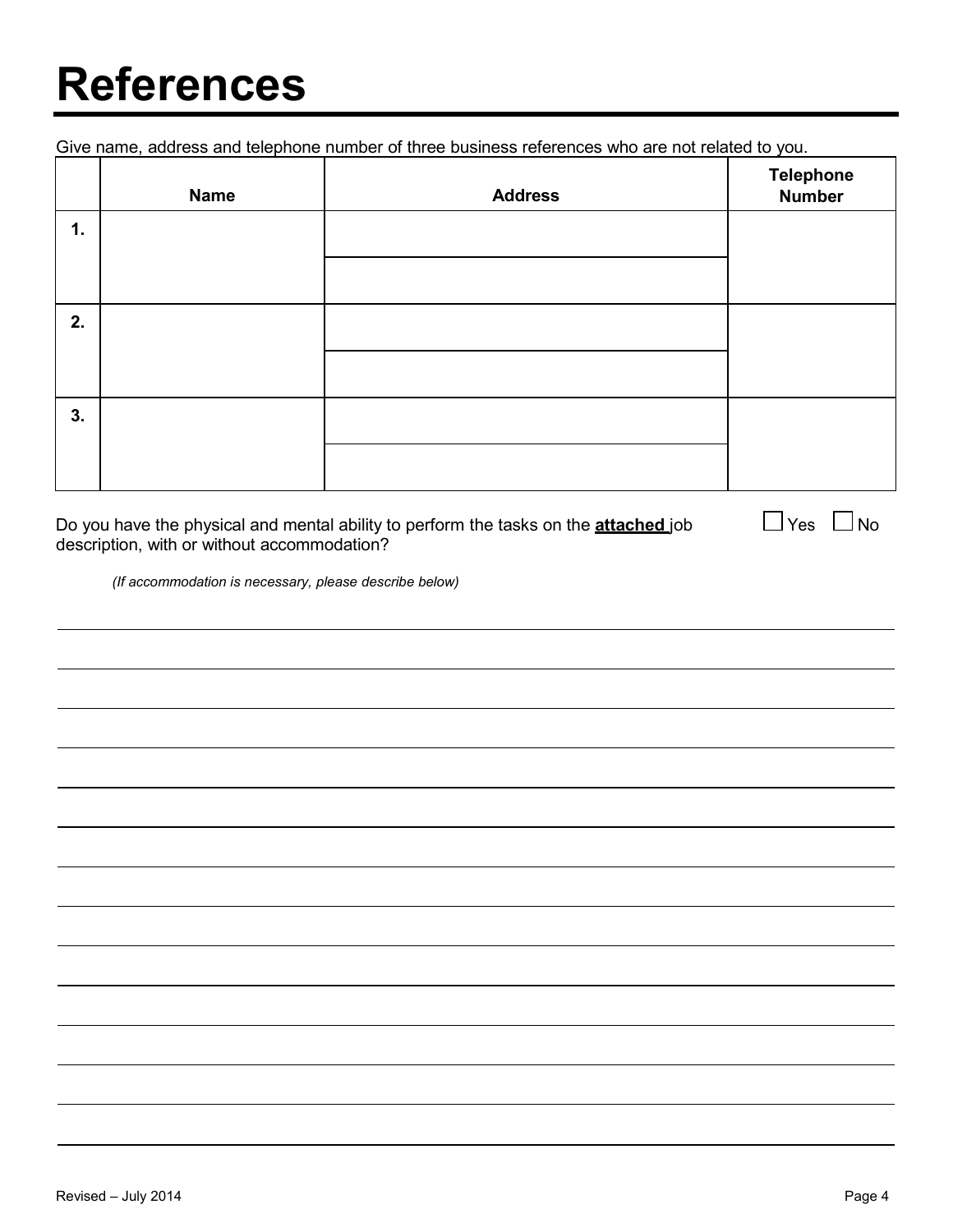# References

Give name, address and telephone number of three business references who are not related to you.

| | Name | Address | Telephone Number |
|---|---|---|---|
| 1. | | | |
| | | | |
| 2. | | | |
| | | | |
| 3. | | | |
| | | | |

Do you have the physical and mental ability to perform the tasks on the **attached** job description, with or without accommodation? ☐ Yes ☐ No

*(If accommodation is necessary, please describe below)*

Revised – July 2014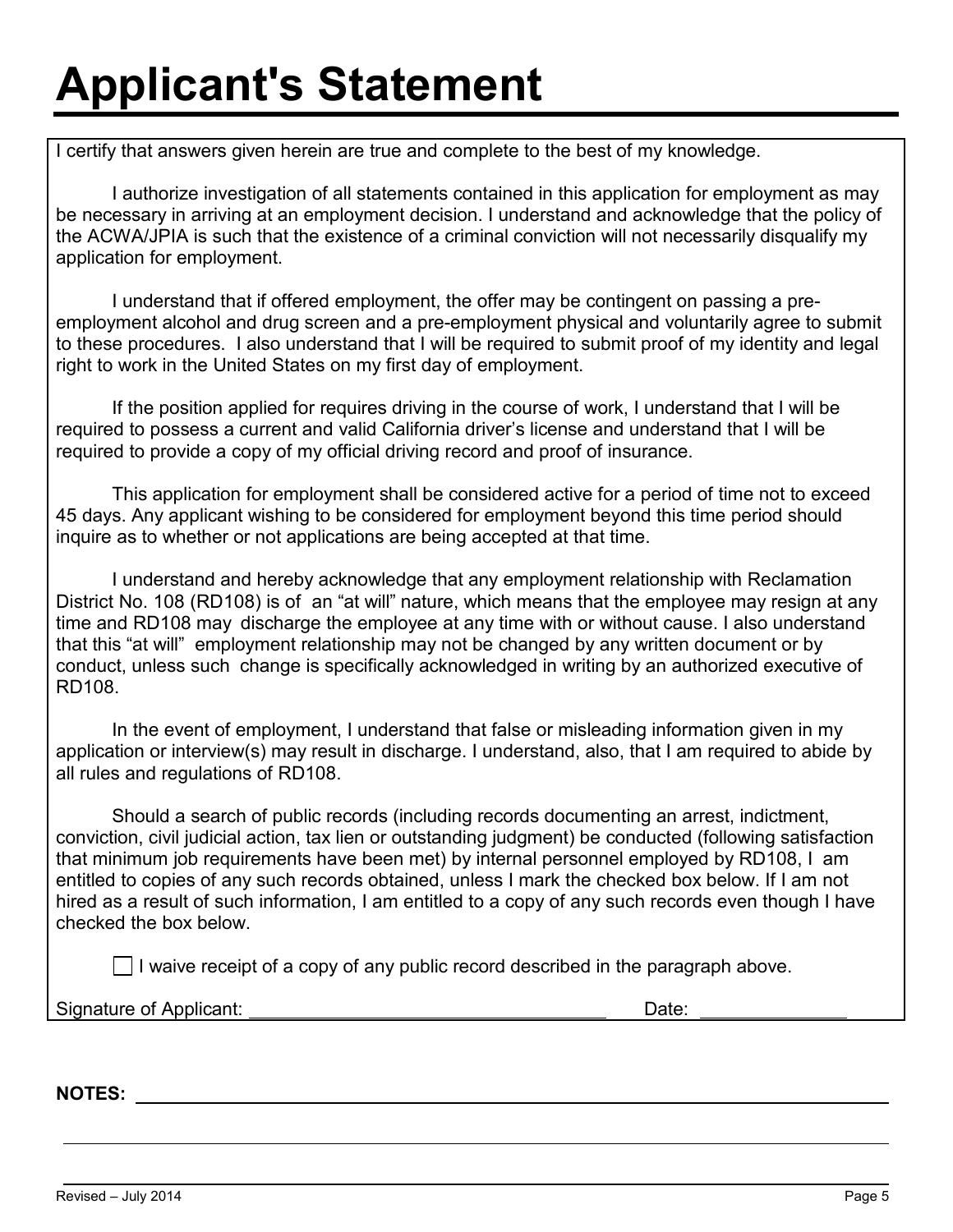# Applicant's Statement

I certify that answers given herein are true and complete to the best of my knowledge.

I authorize investigation of all statements contained in this application for employment as may be necessary in arriving at an employment decision. I understand and acknowledge that the policy of the ACWA/JPIA is such that the existence of a criminal conviction will not necessarily disqualify my application for employment.

I understand that if offered employment, the offer may be contingent on passing a pre-employment alcohol and drug screen and a pre-employment physical and voluntarily agree to submit to these procedures. I also understand that I will be required to submit proof of my identity and legal right to work in the United States on my first day of employment.

If the position applied for requires driving in the course of work, I understand that I will be required to possess a current and valid California driver's license and understand that I will be required to provide a copy of my official driving record and proof of insurance.

This application for employment shall be considered active for a period of time not to exceed 45 days. Any applicant wishing to be considered for employment beyond this time period should inquire as to whether or not applications are being accepted at that time.

I understand and hereby acknowledge that any employment relationship with Reclamation District No. 108 (RD108) is of an "at will" nature, which means that the employee may resign at any time and RD108 may discharge the employee at any time with or without cause. I also understand that this "at will" employment relationship may not be changed by any written document or by conduct, unless such change is specifically acknowledged in writing by an authorized executive of RD108.

In the event of employment, I understand that false or misleading information given in my application or interview(s) may result in discharge. I understand, also, that I am required to abide by all rules and regulations of RD108.

Should a search of public records (including records documenting an arrest, indictment, conviction, civil judicial action, tax lien or outstanding judgment) be conducted (following satisfaction that minimum job requirements have been met) by internal personnel employed by RD108, I am entitled to copies of any such records obtained, unless I mark the checked box below. If I am not hired as a result of such information, I am entitled to a copy of any such records even though I have checked the box below.

☐ I waive receipt of a copy of any public record described in the paragraph above.

Signature of Applicant: ____________________________________ Date: ______________

**NOTES:** ____________________________________________________________

______________________________________________________________________

Revised – July 2014